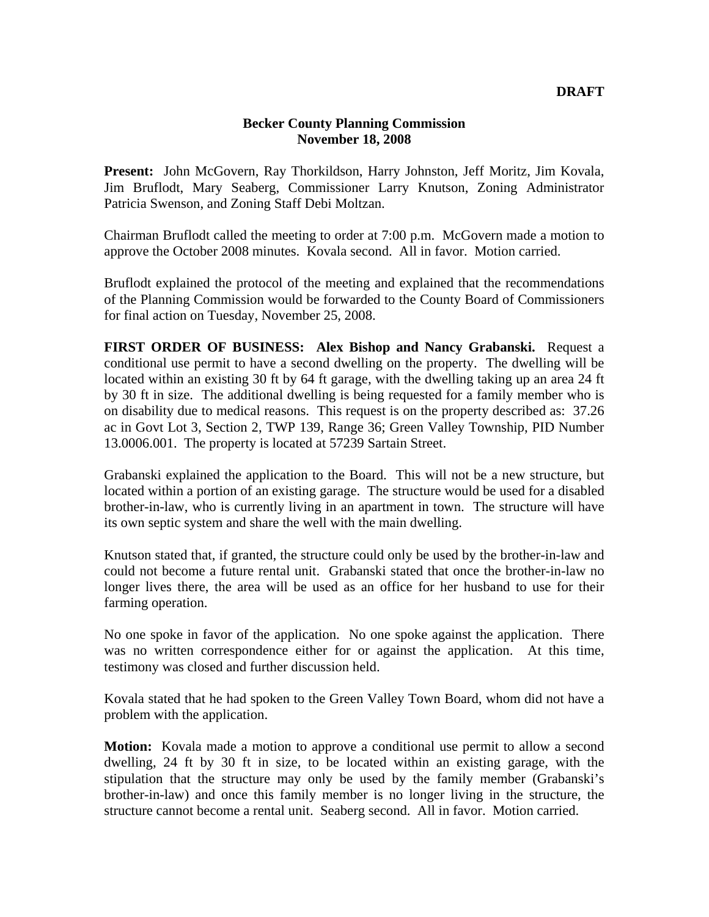**DRAFT**

# Becker County Planning Commission
## November 18, 2008

**Present:** John McGovern, Ray Thorkildson, Harry Johnston, Jeff Moritz, Jim Kovala, Jim Bruflodt, Mary Seaberg, Commissioner Larry Knutson, Zoning Administrator Patricia Swenson, and Zoning Staff Debi Moltzan.

Chairman Bruflodt called the meeting to order at 7:00 p.m. McGovern made a motion to approve the October 2008 minutes. Kovala second. All in favor. Motion carried.

Bruflodt explained the protocol of the meeting and explained that the recommendations of the Planning Commission would be forwarded to the County Board of Commissioners for final action on Tuesday, November 25, 2008.

**FIRST ORDER OF BUSINESS: Alex Bishop and Nancy Grabanski.** Request a conditional use permit to have a second dwelling on the property. The dwelling will be located within an existing 30 ft by 64 ft garage, with the dwelling taking up an area 24 ft by 30 ft in size. The additional dwelling is being requested for a family member who is on disability due to medical reasons. This request is on the property described as: 37.26 ac in Govt Lot 3, Section 2, TWP 139, Range 36; Green Valley Township, PID Number 13.0006.001. The property is located at 57239 Sartain Street.

Grabanski explained the application to the Board. This will not be a new structure, but located within a portion of an existing garage. The structure would be used for a disabled brother-in-law, who is currently living in an apartment in town. The structure will have its own septic system and share the well with the main dwelling.

Knutson stated that, if granted, the structure could only be used by the brother-in-law and could not become a future rental unit. Grabanski stated that once the brother-in-law no longer lives there, the area will be used as an office for her husband to use for their farming operation.

No one spoke in favor of the application. No one spoke against the application. There was no written correspondence either for or against the application. At this time, testimony was closed and further discussion held.

Kovala stated that he had spoken to the Green Valley Town Board, whom did not have a problem with the application.

**Motion:** Kovala made a motion to approve a conditional use permit to allow a second dwelling, 24 ft by 30 ft in size, to be located within an existing garage, with the stipulation that the structure may only be used by the family member (Grabanski's brother-in-law) and once this family member is no longer living in the structure, the structure cannot become a rental unit. Seaberg second. All in favor. Motion carried.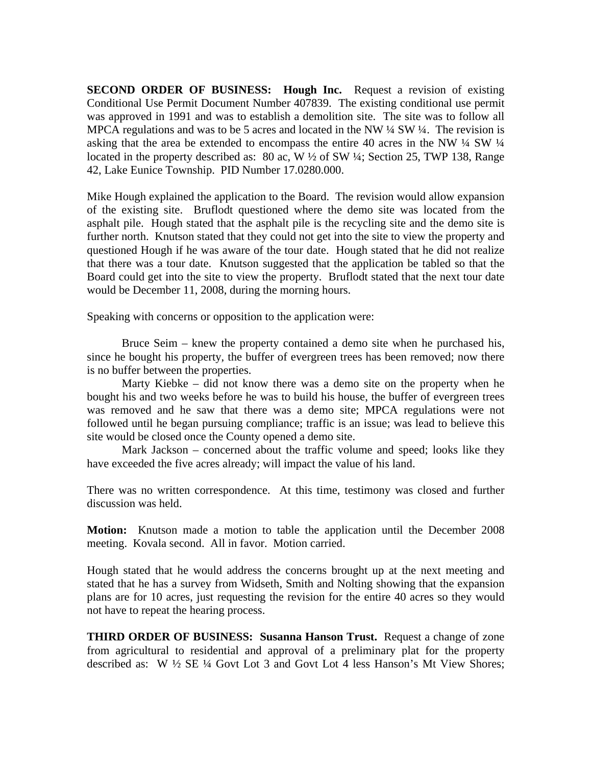**SECOND ORDER OF BUSINESS: Hough Inc.** Request a revision of existing Conditional Use Permit Document Number 407839. The existing conditional use permit was approved in 1991 and was to establish a demolition site. The site was to follow all MPCA regulations and was to be 5 acres and located in the NW ¼ SW ¼. The revision is asking that the area be extended to encompass the entire 40 acres in the NW ¼ SW ¼ located in the property described as: 80 ac, W ½ of SW ¼; Section 25, TWP 138, Range 42, Lake Eunice Township. PID Number 17.0280.000.

Mike Hough explained the application to the Board. The revision would allow expansion of the existing site. Bruflodt questioned where the demo site was located from the asphalt pile. Hough stated that the asphalt pile is the recycling site and the demo site is further north. Knutson stated that they could not get into the site to view the property and questioned Hough if he was aware of the tour date. Hough stated that he did not realize that there was a tour date. Knutson suggested that the application be tabled so that the Board could get into the site to view the property. Bruflodt stated that the next tour date would be December 11, 2008, during the morning hours.

Speaking with concerns or opposition to the application were:

Bruce Seim – knew the property contained a demo site when he purchased his, since he bought his property, the buffer of evergreen trees has been removed; now there is no buffer between the properties.

Marty Kiebke – did not know there was a demo site on the property when he bought his and two weeks before he was to build his house, the buffer of evergreen trees was removed and he saw that there was a demo site; MPCA regulations were not followed until he began pursuing compliance; traffic is an issue; was lead to believe this site would be closed once the County opened a demo site.

Mark Jackson – concerned about the traffic volume and speed; looks like they have exceeded the five acres already; will impact the value of his land.

There was no written correspondence. At this time, testimony was closed and further discussion was held.

**Motion:** Knutson made a motion to table the application until the December 2008 meeting. Kovala second. All in favor. Motion carried.

Hough stated that he would address the concerns brought up at the next meeting and stated that he has a survey from Widseth, Smith and Nolting showing that the expansion plans are for 10 acres, just requesting the revision for the entire 40 acres so they would not have to repeat the hearing process.

**THIRD ORDER OF BUSINESS: Susanna Hanson Trust.** Request a change of zone from agricultural to residential and approval of a preliminary plat for the property described as: W ½ SE ¼ Govt Lot 3 and Govt Lot 4 less Hanson's Mt View Shores;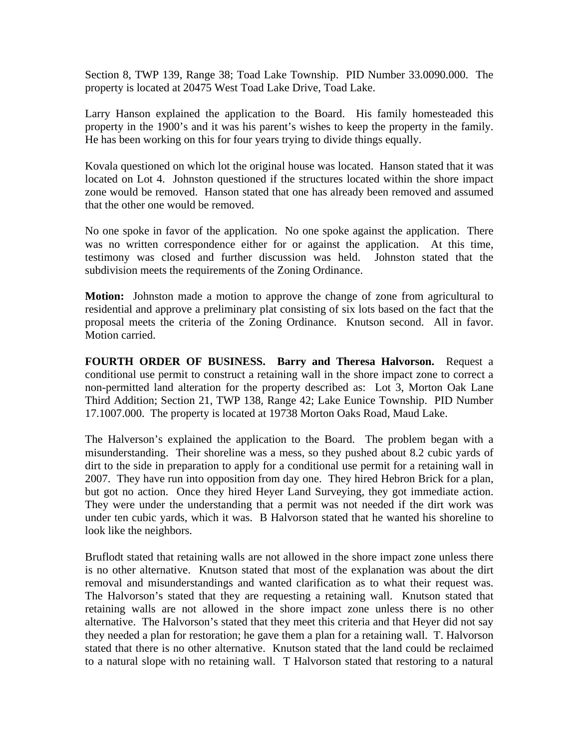Section 8, TWP 139, Range 38; Toad Lake Township. PID Number 33.0090.000. The property is located at 20475 West Toad Lake Drive, Toad Lake.

Larry Hanson explained the application to the Board. His family homesteaded this property in the 1900's and it was his parent's wishes to keep the property in the family. He has been working on this for four years trying to divide things equally.

Kovala questioned on which lot the original house was located. Hanson stated that it was located on Lot 4. Johnston questioned if the structures located within the shore impact zone would be removed. Hanson stated that one has already been removed and assumed that the other one would be removed.

No one spoke in favor of the application. No one spoke against the application. There was no written correspondence either for or against the application. At this time, testimony was closed and further discussion was held. Johnston stated that the subdivision meets the requirements of the Zoning Ordinance.

**Motion:** Johnston made a motion to approve the change of zone from agricultural to residential and approve a preliminary plat consisting of six lots based on the fact that the proposal meets the criteria of the Zoning Ordinance. Knutson second. All in favor. Motion carried.

**FOURTH ORDER OF BUSINESS. Barry and Theresa Halvorson.** Request a conditional use permit to construct a retaining wall in the shore impact zone to correct a non-permitted land alteration for the property described as: Lot 3, Morton Oak Lane Third Addition; Section 21, TWP 138, Range 42; Lake Eunice Township. PID Number 17.1007.000. The property is located at 19738 Morton Oaks Road, Maud Lake.

The Halverson's explained the application to the Board. The problem began with a misunderstanding. Their shoreline was a mess, so they pushed about 8.2 cubic yards of dirt to the side in preparation to apply for a conditional use permit for a retaining wall in 2007. They have run into opposition from day one. They hired Hebron Brick for a plan, but got no action. Once they hired Heyer Land Surveying, they got immediate action. They were under the understanding that a permit was not needed if the dirt work was under ten cubic yards, which it was. B Halvorson stated that he wanted his shoreline to look like the neighbors.

Bruflodt stated that retaining walls are not allowed in the shore impact zone unless there is no other alternative. Knutson stated that most of the explanation was about the dirt removal and misunderstandings and wanted clarification as to what their request was. The Halvorson's stated that they are requesting a retaining wall. Knutson stated that retaining walls are not allowed in the shore impact zone unless there is no other alternative. The Halvorson's stated that they meet this criteria and that Heyer did not say they needed a plan for restoration; he gave them a plan for a retaining wall. T. Halvorson stated that there is no other alternative. Knutson stated that the land could be reclaimed to a natural slope with no retaining wall. T Halvorson stated that restoring to a natural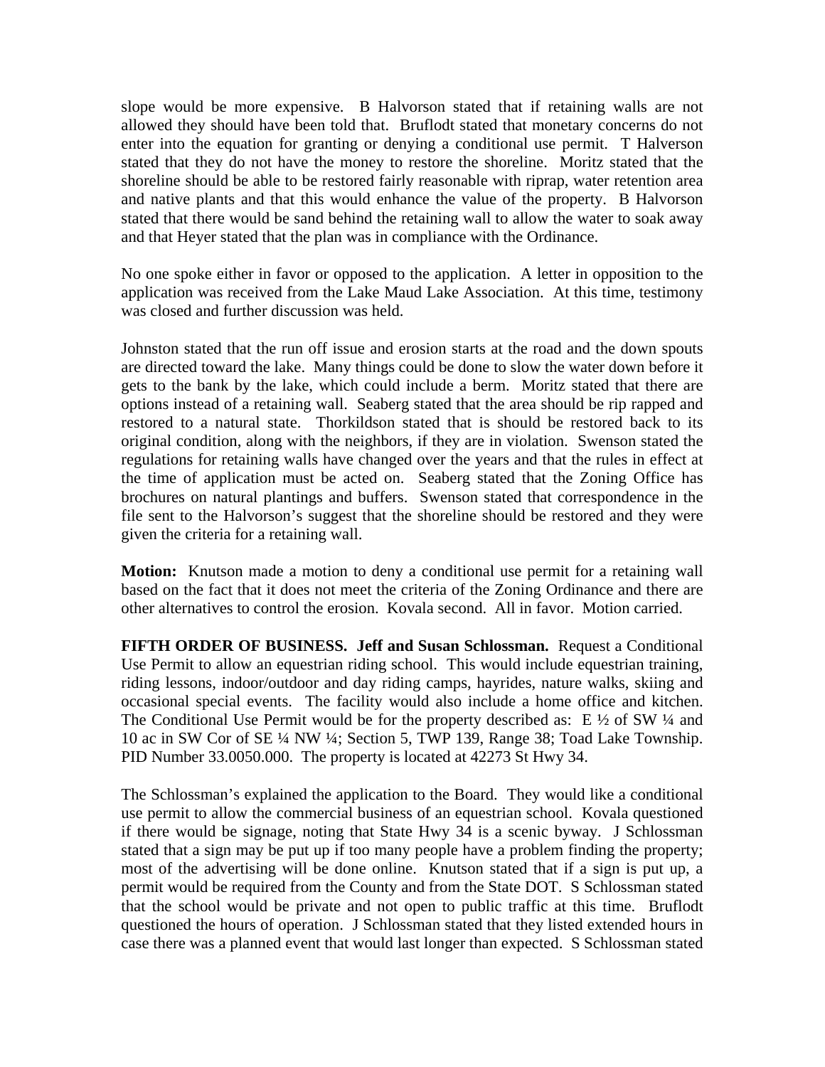slope would be more expensive. B Halvorson stated that if retaining walls are not allowed they should have been told that. Bruflodt stated that monetary concerns do not enter into the equation for granting or denying a conditional use permit. T Halverson stated that they do not have the money to restore the shoreline. Moritz stated that the shoreline should be able to be restored fairly reasonable with riprap, water retention area and native plants and that this would enhance the value of the property. B Halvorson stated that there would be sand behind the retaining wall to allow the water to soak away and that Heyer stated that the plan was in compliance with the Ordinance.

No one spoke either in favor or opposed to the application. A letter in opposition to the application was received from the Lake Maud Lake Association. At this time, testimony was closed and further discussion was held.

Johnston stated that the run off issue and erosion starts at the road and the down spouts are directed toward the lake. Many things could be done to slow the water down before it gets to the bank by the lake, which could include a berm. Moritz stated that there are options instead of a retaining wall. Seaberg stated that the area should be rip rapped and restored to a natural state. Thorkildson stated that is should be restored back to its original condition, along with the neighbors, if they are in violation. Swenson stated the regulations for retaining walls have changed over the years and that the rules in effect at the time of application must be acted on. Seaberg stated that the Zoning Office has brochures on natural plantings and buffers. Swenson stated that correspondence in the file sent to the Halvorson's suggest that the shoreline should be restored and they were given the criteria for a retaining wall.

**Motion:** Knutson made a motion to deny a conditional use permit for a retaining wall based on the fact that it does not meet the criteria of the Zoning Ordinance and there are other alternatives to control the erosion. Kovala second. All in favor. Motion carried.

**FIFTH ORDER OF BUSINESS. Jeff and Susan Schlossman.** Request a Conditional Use Permit to allow an equestrian riding school. This would include equestrian training, riding lessons, indoor/outdoor and day riding camps, hayrides, nature walks, skiing and occasional special events. The facility would also include a home office and kitchen. The Conditional Use Permit would be for the property described as: E ½ of SW ¼ and 10 ac in SW Cor of SE ¼ NW ¼; Section 5, TWP 139, Range 38; Toad Lake Township. PID Number 33.0050.000. The property is located at 42273 St Hwy 34.

The Schlossman's explained the application to the Board. They would like a conditional use permit to allow the commercial business of an equestrian school. Kovala questioned if there would be signage, noting that State Hwy 34 is a scenic byway. J Schlossman stated that a sign may be put up if too many people have a problem finding the property; most of the advertising will be done online. Knutson stated that if a sign is put up, a permit would be required from the County and from the State DOT. S Schlossman stated that the school would be private and not open to public traffic at this time. Bruflodt questioned the hours of operation. J Schlossman stated that they listed extended hours in case there was a planned event that would last longer than expected. S Schlossman stated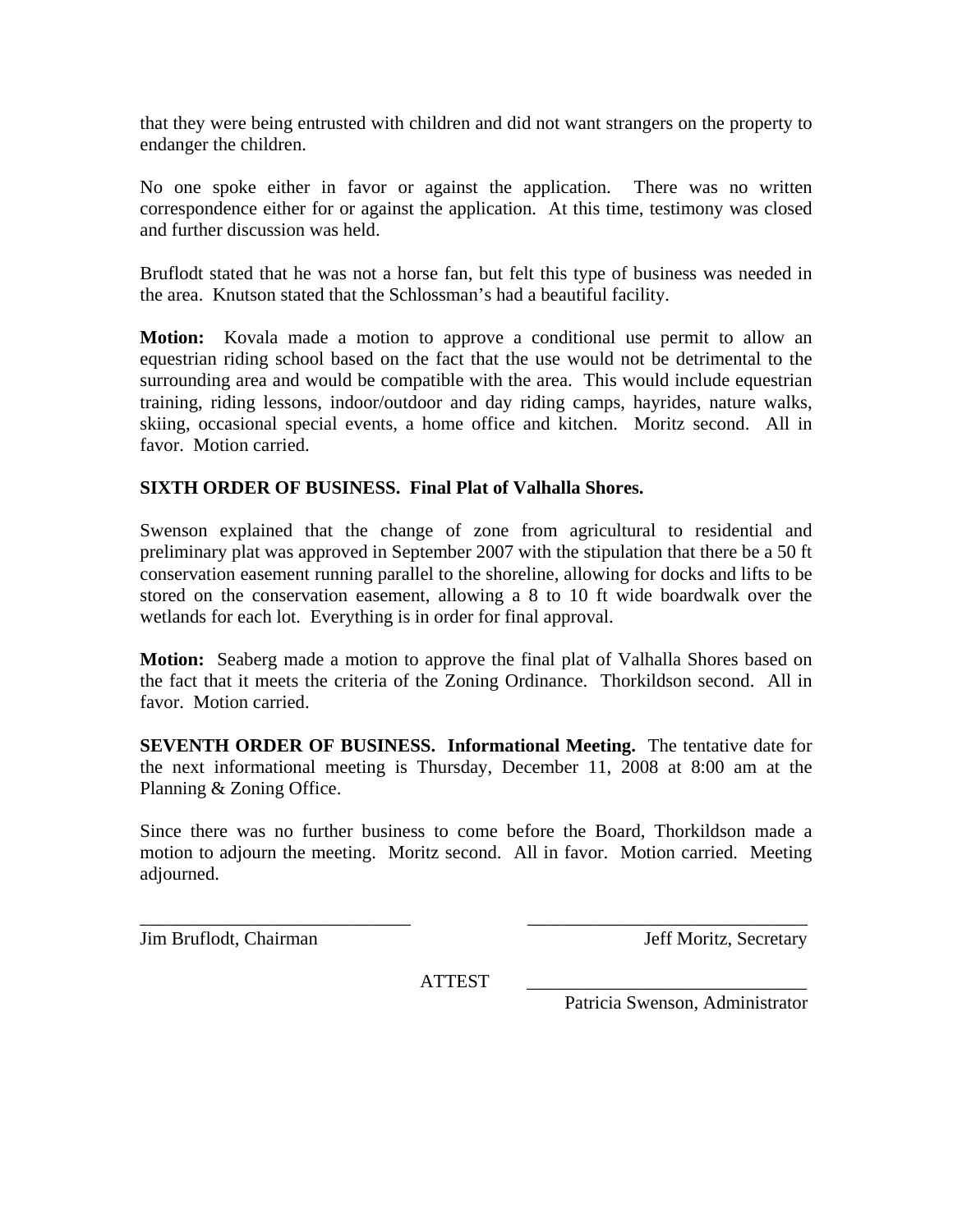that they were being entrusted with children and did not want strangers on the property to endanger the children.

No one spoke either in favor or against the application. There was no written correspondence either for or against the application. At this time, testimony was closed and further discussion was held.

Bruflodt stated that he was not a horse fan, but felt this type of business was needed in the area. Knutson stated that the Schlossman's had a beautiful facility.

**Motion:** Kovala made a motion to approve a conditional use permit to allow an equestrian riding school based on the fact that the use would not be detrimental to the surrounding area and would be compatible with the area. This would include equestrian training, riding lessons, indoor/outdoor and day riding camps, hayrides, nature walks, skiing, occasional special events, a home office and kitchen. Moritz second. All in favor. Motion carried.

**SIXTH ORDER OF BUSINESS. Final Plat of Valhalla Shores.**

Swenson explained that the change of zone from agricultural to residential and preliminary plat was approved in September 2007 with the stipulation that there be a 50 ft conservation easement running parallel to the shoreline, allowing for docks and lifts to be stored on the conservation easement, allowing a 8 to 10 ft wide boardwalk over the wetlands for each lot. Everything is in order for final approval.

**Motion:** Seaberg made a motion to approve the final plat of Valhalla Shores based on the fact that it meets the criteria of the Zoning Ordinance. Thorkildson second. All in favor. Motion carried.

**SEVENTH ORDER OF BUSINESS. Informational Meeting.** The tentative date for the next informational meeting is Thursday, December 11, 2008 at 8:00 am at the Planning & Zoning Office.

Since there was no further business to come before the Board, Thorkildson made a motion to adjourn the meeting. Moritz second. All in favor. Motion carried. Meeting adjourned.

\_\_\_\_\_\_\_\_\_\_\_\_\_\_\_\_\_\_\_\_\_\_\_\_\_\_\_\_\_\_
Jim Bruflodt, Chairman

\_\_\_\_\_\_\_\_\_\_\_\_\_\_\_\_\_\_\_\_\_\_\_\_\_\_\_\_\_\_
Jeff Moritz, Secretary

ATTEST \_\_\_\_\_\_\_\_\_\_\_\_\_\_\_\_\_\_\_\_\_\_\_\_\_\_\_\_\_\_
Patricia Swenson, Administrator